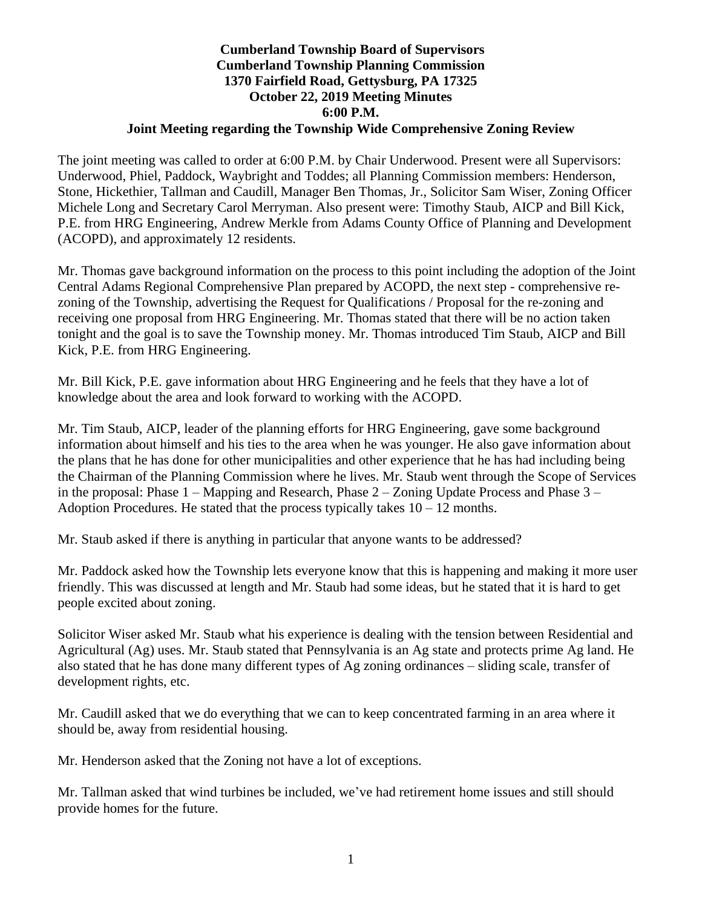# Cumberland Township Board of Supervisors
## Cumberland Township Planning Commission
### 1370 Fairfield Road, Gettysburg, PA 17325
### October 22, 2019 Meeting Minutes
### 6:00 P.M.
### Joint Meeting regarding the Township Wide Comprehensive Zoning Review

The joint meeting was called to order at 6:00 P.M. by Chair Underwood. Present were all Supervisors: Underwood, Phiel, Paddock, Waybright and Toddes; all Planning Commission members: Henderson, Stone, Hickethier, Tallman and Caudill, Manager Ben Thomas, Jr., Solicitor Sam Wiser, Zoning Officer Michele Long and Secretary Carol Merryman. Also present were: Timothy Staub, AICP and Bill Kick, P.E. from HRG Engineering, Andrew Merkle from Adams County Office of Planning and Development (ACOPD), and approximately 12 residents.

Mr. Thomas gave background information on the process to this point including the adoption of the Joint Central Adams Regional Comprehensive Plan prepared by ACOPD, the next step - comprehensive re-zoning of the Township, advertising the Request for Qualifications / Proposal for the re-zoning and receiving one proposal from HRG Engineering. Mr. Thomas stated that there will be no action taken tonight and the goal is to save the Township money. Mr. Thomas introduced Tim Staub, AICP and Bill Kick, P.E. from HRG Engineering.

Mr. Bill Kick, P.E. gave information about HRG Engineering and he feels that they have a lot of knowledge about the area and look forward to working with the ACOPD.

Mr. Tim Staub, AICP, leader of the planning efforts for HRG Engineering, gave some background information about himself and his ties to the area when he was younger. He also gave information about the plans that he has done for other municipalities and other experience that he has had including being the Chairman of the Planning Commission where he lives. Mr. Staub went through the Scope of Services in the proposal: Phase 1 – Mapping and Research, Phase 2 – Zoning Update Process and Phase 3 – Adoption Procedures. He stated that the process typically takes 10 – 12 months.

Mr. Staub asked if there is anything in particular that anyone wants to be addressed?

Mr. Paddock asked how the Township lets everyone know that this is happening and making it more user friendly. This was discussed at length and Mr. Staub had some ideas, but he stated that it is hard to get people excited about zoning.

Solicitor Wiser asked Mr. Staub what his experience is dealing with the tension between Residential and Agricultural (Ag) uses. Mr. Staub stated that Pennsylvania is an Ag state and protects prime Ag land. He also stated that he has done many different types of Ag zoning ordinances – sliding scale, transfer of development rights, etc.

Mr. Caudill asked that we do everything that we can to keep concentrated farming in an area where it should be, away from residential housing.

Mr. Henderson asked that the Zoning not have a lot of exceptions.

Mr. Tallman asked that wind turbines be included, we've had retirement home issues and still should provide homes for the future.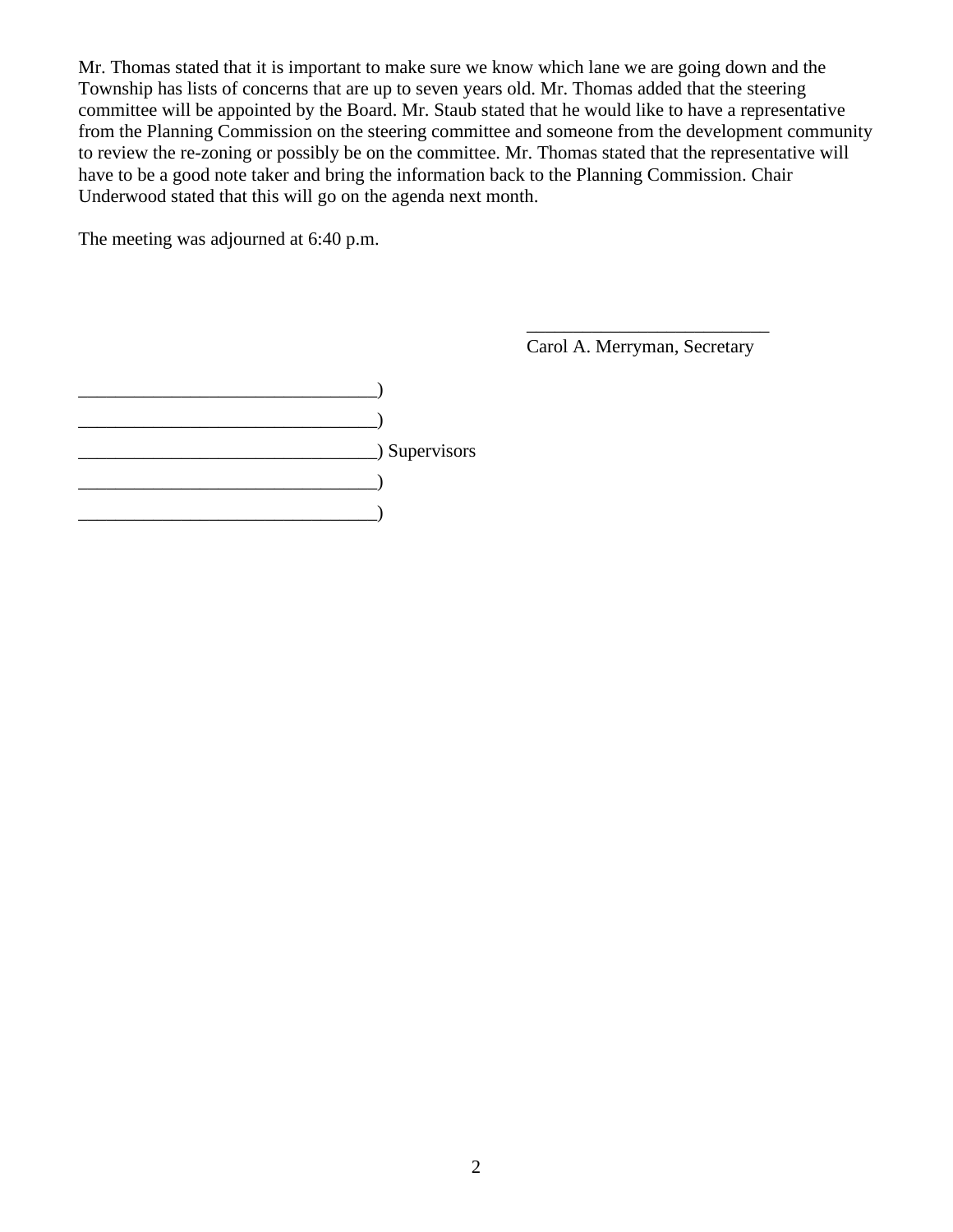Mr. Thomas stated that it is important to make sure we know which lane we are going down and the Township has lists of concerns that are up to seven years old. Mr. Thomas added that the steering committee will be appointed by the Board. Mr. Staub stated that he would like to have a representative from the Planning Commission on the steering committee and someone from the development community to review the re-zoning or possibly be on the committee. Mr. Thomas stated that the representative will have to be a good note taker and bring the information back to the Planning Commission. Chair Underwood stated that this will go on the agenda next month.

The meeting was adjourned at 6:40 p.m.

___________________________
Carol A. Merryman, Secretary

_________________________________)
_________________________________)
_________________________________) Supervisors
_________________________________)
_________________________________)